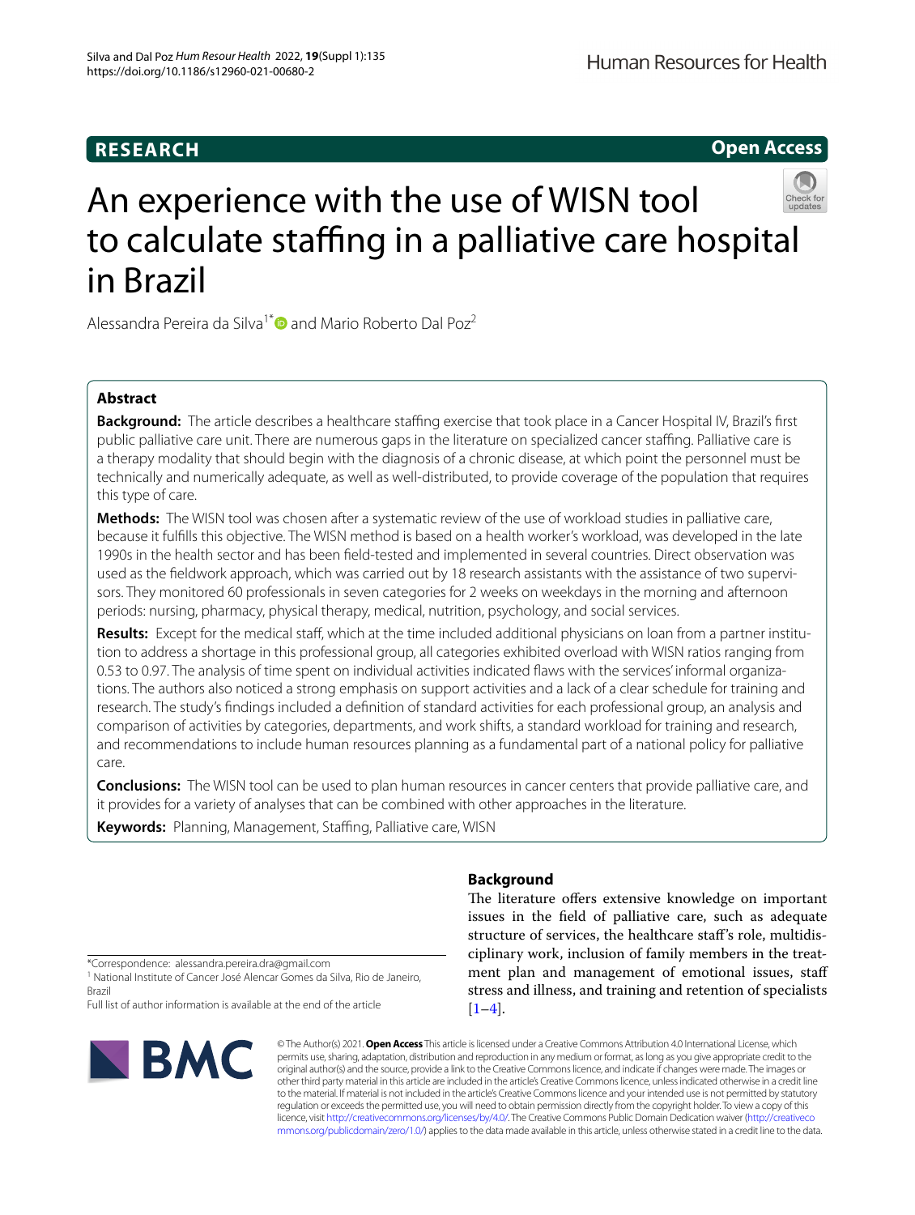**RESEARCH** **Open Access**

# An experience with the use of WISN tool to calculate staffing in a palliative care hospital in Brazil

Alessandra Pereira da Silva[1*] and Mario Roberto Dal Poz[2]

## Abstract

**Background:** The article describes a healthcare staffing exercise that took place in a Cancer Hospital IV, Brazil's first public palliative care unit. There are numerous gaps in the literature on specialized cancer staffing. Palliative care is a therapy modality that should begin with the diagnosis of a chronic disease, at which point the personnel must be technically and numerically adequate, as well as well-distributed, to provide coverage of the population that requires this type of care.

**Methods:** The WISN tool was chosen after a systematic review of the use of workload studies in palliative care, because it fulfills this objective. The WISN method is based on a health worker's workload, was developed in the late 1990s in the health sector and has been field-tested and implemented in several countries. Direct observation was used as the fieldwork approach, which was carried out by 18 research assistants with the assistance of two supervisors. They monitored 60 professionals in seven categories for 2 weeks on weekdays in the morning and afternoon periods: nursing, pharmacy, physical therapy, medical, nutrition, psychology, and social services.

**Results:** Except for the medical staff, which at the time included additional physicians on loan from a partner institution to address a shortage in this professional group, all categories exhibited overload with WISN ratios ranging from 0.53 to 0.97. The analysis of time spent on individual activities indicated flaws with the services' informal organizations. The authors also noticed a strong emphasis on support activities and a lack of a clear schedule for training and research. The study's findings included a definition of standard activities for each professional group, an analysis and comparison of activities by categories, departments, and work shifts, a standard workload for training and research, and recommendations to include human resources planning as a fundamental part of a national policy for palliative care.

**Conclusions:** The WISN tool can be used to plan human resources in cancer centers that provide palliative care, and it provides for a variety of analyses that can be combined with other approaches in the literature.

**Keywords:** Planning, Management, Staffing, Palliative care, WISN

## Background

The literature offers extensive knowledge on important issues in the field of palliative care, such as adequate structure of services, the healthcare staff's role, multidisciplinary work, inclusion of family members in the treatment plan and management of emotional issues, staff stress and illness, and training and retention of specialists [1–4].

*Correspondence: alessandra.pereira.dra@gmail.com

[1] National Institute of Cancer José Alencar Gomes da Silva, Rio de Janeiro, Brazil

Full list of author information is available at the end of the article

© The Author(s) 2021. **Open Access** This article is licensed under a Creative Commons Attribution 4.0 International License, which permits use, sharing, adaptation, distribution and reproduction in any medium or format, as long as you give appropriate credit to the original author(s) and the source, provide a link to the Creative Commons licence, and indicate if changes were made. The images or other third party material in this article are included in the article's Creative Commons licence, unless indicated otherwise in a credit line to the material. If material is not included in the article's Creative Commons licence and your intended use is not permitted by statutory regulation or exceeds the permitted use, you will need to obtain permission directly from the copyright holder. To view a copy of this licence, visit http://creativecommons.org/licenses/by/4.0/. The Creative Commons Public Domain Dedication waiver (http://creativecommons.org/publicdomain/zero/1.0/) applies to the data made available in this article, unless otherwise stated in a credit line to the data.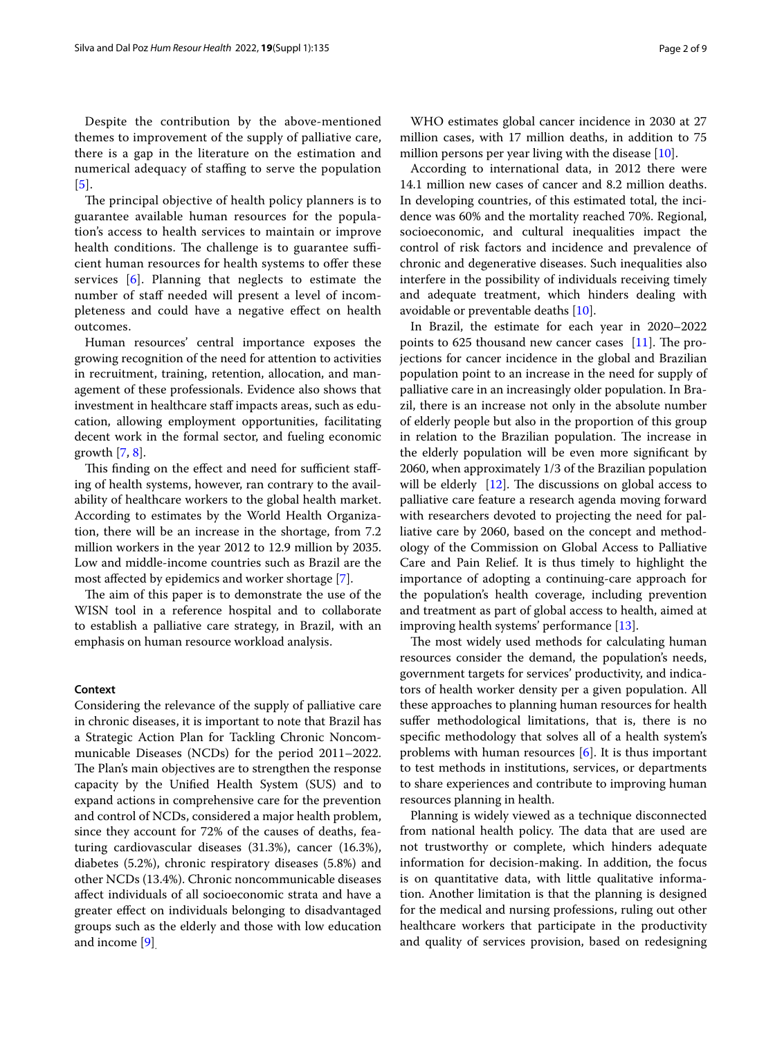Despite the contribution by the above-mentioned themes to improvement of the supply of palliative care, there is a gap in the literature on the estimation and numerical adequacy of staffing to serve the population [5].

The principal objective of health policy planners is to guarantee available human resources for the population's access to health services to maintain or improve health conditions. The challenge is to guarantee sufficient human resources for health systems to offer these services [6]. Planning that neglects to estimate the number of staff needed will present a level of incompleteness and could have a negative effect on health outcomes.

Human resources' central importance exposes the growing recognition of the need for attention to activities in recruitment, training, retention, allocation, and management of these professionals. Evidence also shows that investment in healthcare staff impacts areas, such as education, allowing employment opportunities, facilitating decent work in the formal sector, and fueling economic growth [7, 8].

This finding on the effect and need for sufficient staffing of health systems, however, ran contrary to the availability of healthcare workers to the global health market. According to estimates by the World Health Organization, there will be an increase in the shortage, from 7.2 million workers in the year 2012 to 12.9 million by 2035. Low and middle-income countries such as Brazil are the most affected by epidemics and worker shortage [7].

The aim of this paper is to demonstrate the use of the WISN tool in a reference hospital and to collaborate to establish a palliative care strategy, in Brazil, with an emphasis on human resource workload analysis.

## Context

Considering the relevance of the supply of palliative care in chronic diseases, it is important to note that Brazil has a Strategic Action Plan for Tackling Chronic Noncommunicable Diseases (NCDs) for the period 2011–2022. The Plan's main objectives are to strengthen the response capacity by the Unified Health System (SUS) and to expand actions in comprehensive care for the prevention and control of NCDs, considered a major health problem, since they account for 72% of the causes of deaths, featuring cardiovascular diseases (31.3%), cancer (16.3%), diabetes (5.2%), chronic respiratory diseases (5.8%) and other NCDs (13.4%). Chronic noncommunicable diseases affect individuals of all socioeconomic strata and have a greater effect on individuals belonging to disadvantaged groups such as the elderly and those with low education and income [9].

WHO estimates global cancer incidence in 2030 at 27 million cases, with 17 million deaths, in addition to 75 million persons per year living with the disease [10].

According to international data, in 2012 there were 14.1 million new cases of cancer and 8.2 million deaths. In developing countries, of this estimated total, the incidence was 60% and the mortality reached 70%. Regional, socioeconomic, and cultural inequalities impact the control of risk factors and incidence and prevalence of chronic and degenerative diseases. Such inequalities also interfere in the possibility of individuals receiving timely and adequate treatment, which hinders dealing with avoidable or preventable deaths [10].

In Brazil, the estimate for each year in 2020–2022 points to 625 thousand new cancer cases [11]. The projections for cancer incidence in the global and Brazilian population point to an increase in the need for supply of palliative care in an increasingly older population. In Brazil, there is an increase not only in the absolute number of elderly people but also in the proportion of this group in relation to the Brazilian population. The increase in the elderly population will be even more significant by 2060, when approximately 1/3 of the Brazilian population will be elderly [12]. The discussions on global access to palliative care feature a research agenda moving forward with researchers devoted to projecting the need for palliative care by 2060, based on the concept and methodology of the Commission on Global Access to Palliative Care and Pain Relief. It is thus timely to highlight the importance of adopting a continuing-care approach for the population's health coverage, including prevention and treatment as part of global access to health, aimed at improving health systems' performance [13].

The most widely used methods for calculating human resources consider the demand, the population's needs, government targets for services' productivity, and indicators of health worker density per a given population. All these approaches to planning human resources for health suffer methodological limitations, that is, there is no specific methodology that solves all of a health system's problems with human resources [6]. It is thus important to test methods in institutions, services, or departments to share experiences and contribute to improving human resources planning in health.

Planning is widely viewed as a technique disconnected from national health policy. The data that are used are not trustworthy or complete, which hinders adequate information for decision-making. In addition, the focus is on quantitative data, with little qualitative information. Another limitation is that the planning is designed for the medical and nursing professions, ruling out other healthcare workers that participate in the productivity and quality of services provision, based on redesigning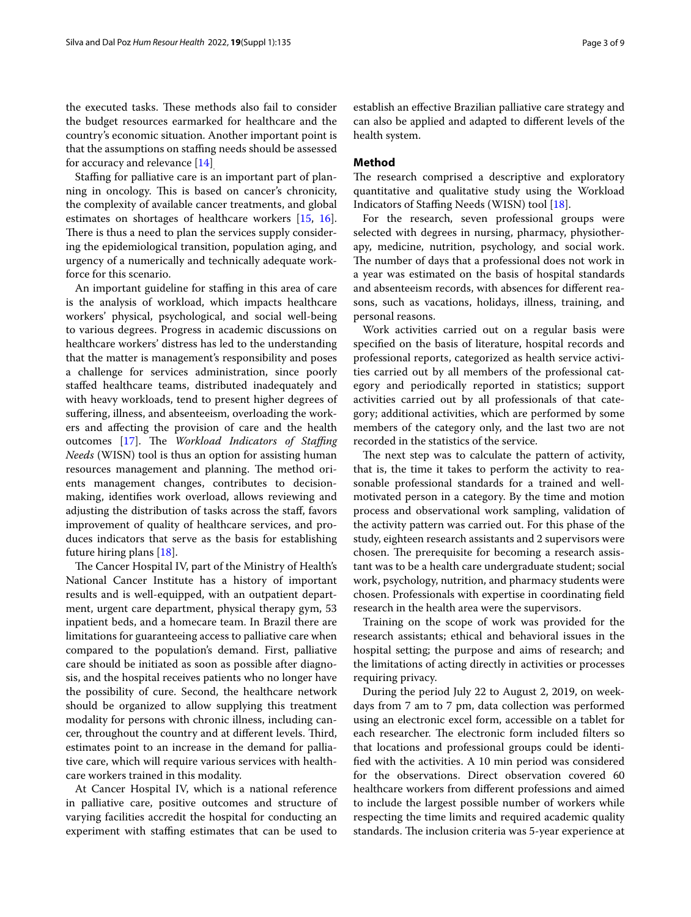the executed tasks. These methods also fail to consider the budget resources earmarked for healthcare and the country's economic situation. Another important point is that the assumptions on staffing needs should be assessed for accuracy and relevance [14].

Staffing for palliative care is an important part of planning in oncology. This is based on cancer's chronicity, the complexity of available cancer treatments, and global estimates on shortages of healthcare workers [15, 16]. There is thus a need to plan the services supply considering the epidemiological transition, population aging, and urgency of a numerically and technically adequate workforce for this scenario.

An important guideline for staffing in this area of care is the analysis of workload, which impacts healthcare workers' physical, psychological, and social well-being to various degrees. Progress in academic discussions on healthcare workers' distress has led to the understanding that the matter is management's responsibility and poses a challenge for services administration, since poorly staffed healthcare teams, distributed inadequately and with heavy workloads, tend to present higher degrees of suffering, illness, and absenteeism, overloading the workers and affecting the provision of care and the health outcomes [17]. The *Workload Indicators of Staffing Needs* (WISN) tool is thus an option for assisting human resources management and planning. The method orients management changes, contributes to decision-making, identifies work overload, allows reviewing and adjusting the distribution of tasks across the staff, favors improvement of quality of healthcare services, and produces indicators that serve as the basis for establishing future hiring plans [18].

The Cancer Hospital IV, part of the Ministry of Health's National Cancer Institute has a history of important results and is well-equipped, with an outpatient department, urgent care department, physical therapy gym, 53 inpatient beds, and a homecare team. In Brazil there are limitations for guaranteeing access to palliative care when compared to the population's demand. First, palliative care should be initiated as soon as possible after diagnosis, and the hospital receives patients who no longer have the possibility of cure. Second, the healthcare network should be organized to allow supplying this treatment modality for persons with chronic illness, including cancer, throughout the country and at different levels. Third, estimates point to an increase in the demand for palliative care, which will require various services with healthcare workers trained in this modality.

At Cancer Hospital IV, which is a national reference in palliative care, positive outcomes and structure of varying facilities accredit the hospital for conducting an experiment with staffing estimates that can be used to establish an effective Brazilian palliative care strategy and can also be applied and adapted to different levels of the health system.

## Method

The research comprised a descriptive and exploratory quantitative and qualitative study using the Workload Indicators of Staffing Needs (WISN) tool [18].

For the research, seven professional groups were selected with degrees in nursing, pharmacy, physiotherapy, medicine, nutrition, psychology, and social work. The number of days that a professional does not work in a year was estimated on the basis of hospital standards and absenteeism records, with absences for different reasons, such as vacations, holidays, illness, training, and personal reasons.

Work activities carried out on a regular basis were specified on the basis of literature, hospital records and professional reports, categorized as health service activities carried out by all members of the professional category and periodically reported in statistics; support activities carried out by all professionals of that category; additional activities, which are performed by some members of the category only, and the last two are not recorded in the statistics of the service.

The next step was to calculate the pattern of activity, that is, the time it takes to perform the activity to reasonable professional standards for a trained and well-motivated person in a category. By the time and motion process and observational work sampling, validation of the activity pattern was carried out. For this phase of the study, eighteen research assistants and 2 supervisors were chosen. The prerequisite for becoming a research assistant was to be a health care undergraduate student; social work, psychology, nutrition, and pharmacy students were chosen. Professionals with expertise in coordinating field research in the health area were the supervisors.

Training on the scope of work was provided for the research assistants; ethical and behavioral issues in the hospital setting; the purpose and aims of research; and the limitations of acting directly in activities or processes requiring privacy.

During the period July 22 to August 2, 2019, on weekdays from 7 am to 7 pm, data collection was performed using an electronic excel form, accessible on a tablet for each researcher. The electronic form included filters so that locations and professional groups could be identified with the activities. A 10 min period was considered for the observations. Direct observation covered 60 healthcare workers from different professions and aimed to include the largest possible number of workers while respecting the time limits and required academic quality standards. The inclusion criteria was 5-year experience at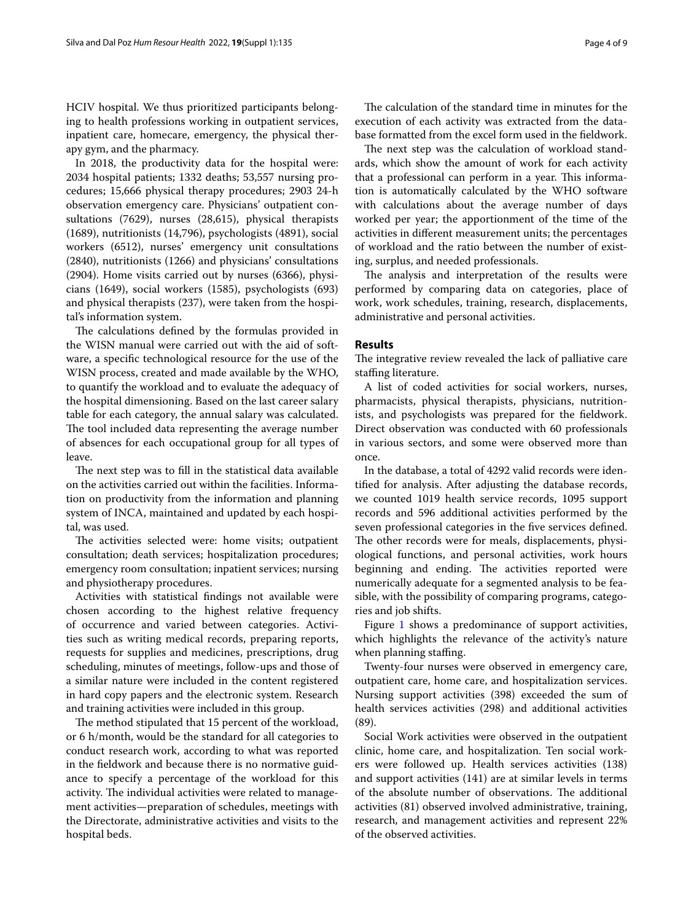HCIV hospital. We thus prioritized participants belonging to health professions working in outpatient services, inpatient care, homecare, emergency, the physical therapy gym, and the pharmacy.

In 2018, the productivity data for the hospital were: 2034 hospital patients; 1332 deaths; 53,557 nursing procedures; 15,666 physical therapy procedures; 2903 24-h observation emergency care. Physicians' outpatient consultations (7629), nurses (28,615), physical therapists (1689), nutritionists (14,796), psychologists (4891), social workers (6512), nurses' emergency unit consultations (2840), nutritionists (1266) and physicians' consultations (2904). Home visits carried out by nurses (6366), physicians (1649), social workers (1585), psychologists (693) and physical therapists (237), were taken from the hospital's information system.

The calculations defined by the formulas provided in the WISN manual were carried out with the aid of software, a specific technological resource for the use of the WISN process, created and made available by the WHO, to quantify the workload and to evaluate the adequacy of the hospital dimensioning. Based on the last career salary table for each category, the annual salary was calculated. The tool included data representing the average number of absences for each occupational group for all types of leave.

The next step was to fill in the statistical data available on the activities carried out within the facilities. Information on productivity from the information and planning system of INCA, maintained and updated by each hospital, was used.

The activities selected were: home visits; outpatient consultation; death services; hospitalization procedures; emergency room consultation; inpatient services; nursing and physiotherapy procedures.

Activities with statistical findings not available were chosen according to the highest relative frequency of occurrence and varied between categories. Activities such as writing medical records, preparing reports, requests for supplies and medicines, prescriptions, drug scheduling, minutes of meetings, follow-ups and those of a similar nature were included in the content registered in hard copy papers and the electronic system. Research and training activities were included in this group.

The method stipulated that 15 percent of the workload, or 6 h/month, would be the standard for all categories to conduct research work, according to what was reported in the fieldwork and because there is no normative guidance to specify a percentage of the workload for this activity. The individual activities were related to management activities—preparation of schedules, meetings with the Directorate, administrative activities and visits to the hospital beds.

The calculation of the standard time in minutes for the execution of each activity was extracted from the database formatted from the excel form used in the fieldwork.

The next step was the calculation of workload standards, which show the amount of work for each activity that a professional can perform in a year. This information is automatically calculated by the WHO software with calculations about the average number of days worked per year; the apportionment of the time of the activities in different measurement units; the percentages of workload and the ratio between the number of existing, surplus, and needed professionals.

The analysis and interpretation of the results were performed by comparing data on categories, place of work, work schedules, training, research, displacements, administrative and personal activities.

## Results

The integrative review revealed the lack of palliative care staffing literature.

A list of coded activities for social workers, nurses, pharmacists, physical therapists, physicians, nutritionists, and psychologists was prepared for the fieldwork. Direct observation was conducted with 60 professionals in various sectors, and some were observed more than once.

In the database, a total of 4292 valid records were identified for analysis. After adjusting the database records, we counted 1019 health service records, 1095 support records and 596 additional activities performed by the seven professional categories in the five services defined. The other records were for meals, displacements, physiological functions, and personal activities, work hours beginning and ending. The activities reported were numerically adequate for a segmented analysis to be feasible, with the possibility of comparing programs, categories and job shifts.

Figure 1 shows a predominance of support activities, which highlights the relevance of the activity's nature when planning staffing.

Twenty-four nurses were observed in emergency care, outpatient care, home care, and hospitalization services. Nursing support activities (398) exceeded the sum of health services activities (298) and additional activities (89).

Social Work activities were observed in the outpatient clinic, home care, and hospitalization. Ten social workers were followed up. Health services activities (138) and support activities (141) are at similar levels in terms of the absolute number of observations. The additional activities (81) observed involved administrative, training, research, and management activities and represent 22% of the observed activities.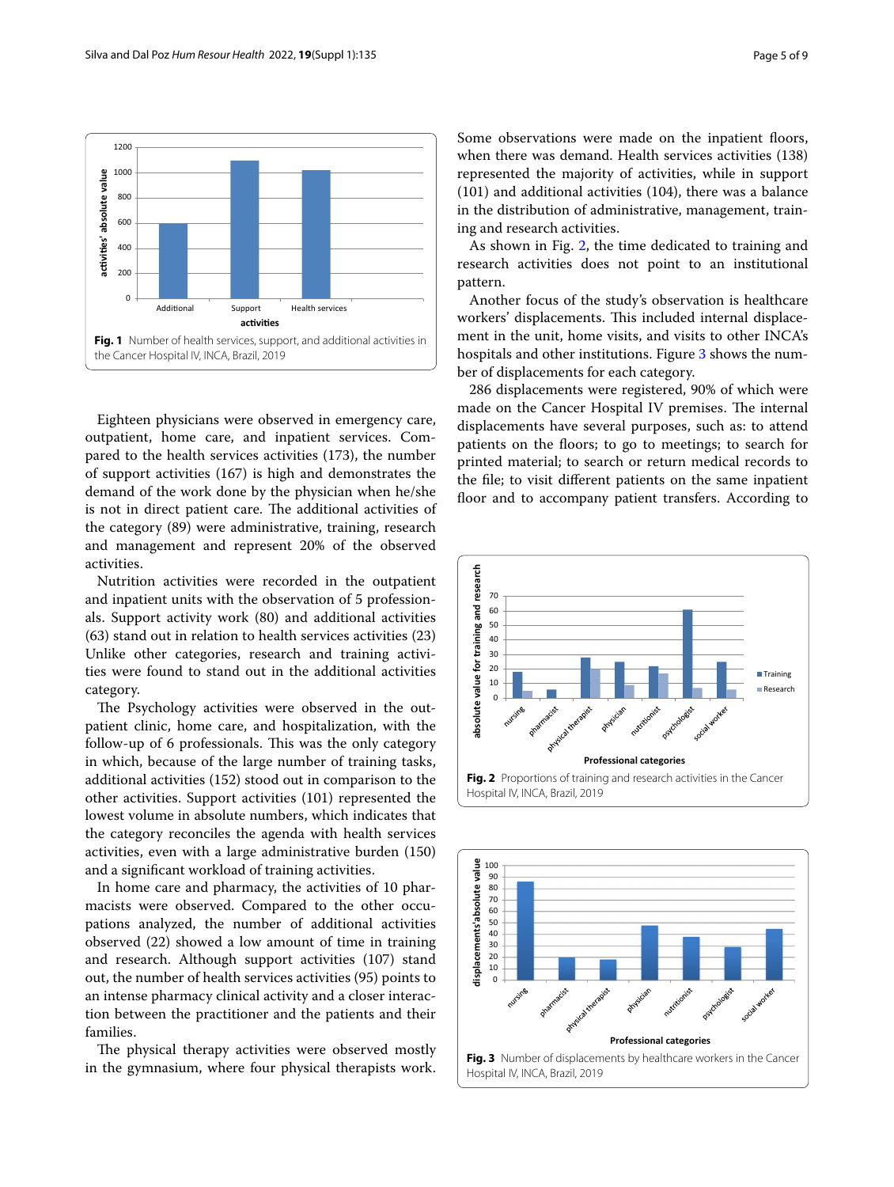Fig. 1 Number of health services, support, and additional activities in the Cancer Hospital IV, INCA, Brazil, 2019

Eighteen physicians were observed in emergency care, outpatient, home care, and inpatient services. Compared to the health services activities (173), the number of support activities (167) is high and demonstrates the demand of the work done by the physician when he/she is not in direct patient care. The additional activities of the category (89) were administrative, training, research and management and represent 20% of the observed activities.

Nutrition activities were recorded in the outpatient and inpatient units with the observation of 5 professionals. Support activity work (80) and additional activities (63) stand out in relation to health services activities (23) Unlike other categories, research and training activities were found to stand out in the additional activities category.

The Psychology activities were observed in the outpatient clinic, home care, and hospitalization, with the follow-up of 6 professionals. This was the only category in which, because of the large number of training tasks, additional activities (152) stood out in comparison to the other activities. Support activities (101) represented the lowest volume in absolute numbers, which indicates that the category reconciles the agenda with health services activities, even with a large administrative burden (150) and a significant workload of training activities.

In home care and pharmacy, the activities of 10 pharmacists were observed. Compared to the other occupations analyzed, the number of additional activities observed (22) showed a low amount of time in training and research. Although support activities (107) stand out, the number of health services activities (95) points to an intense pharmacy clinical activity and a closer interaction between the practitioner and the patients and their families.

The physical therapy activities were observed mostly in the gymnasium, where four physical therapists work. Some observations were made on the inpatient floors, when there was demand. Health services activities (138) represented the majority of activities, while in support (101) and additional activities (104), there was a balance in the distribution of administrative, management, training and research activities.

As shown in Fig. 2, the time dedicated to training and research activities does not point to an institutional pattern.

Another focus of the study's observation is healthcare workers' displacements. This included internal displacement in the unit, home visits, and visits to other INCA's hospitals and other institutions. Figure 3 shows the number of displacements for each category.

286 displacements were registered, 90% of which were made on the Cancer Hospital IV premises. The internal displacements have several purposes, such as: to attend patients on the floors; to go to meetings; to search for printed material; to search or return medical records to the file; to visit different patients on the same inpatient floor and to accompany patient transfers. According to

Fig. 2 Proportions of training and research activities in the Cancer Hospital IV, INCA, Brazil, 2019

Fig. 3 Number of displacements by healthcare workers in the Cancer Hospital IV, INCA, Brazil, 2019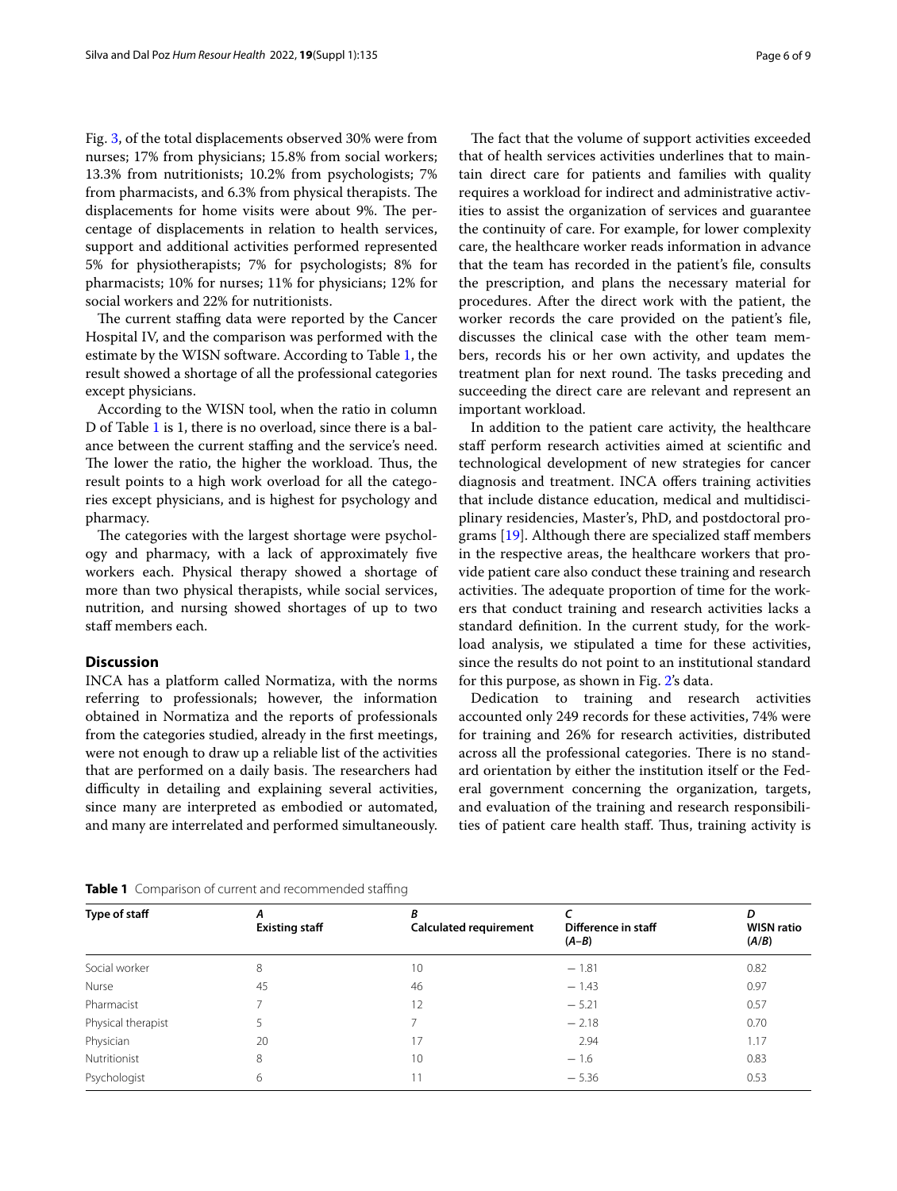Fig. 3, of the total displacements observed 30% were from nurses; 17% from physicians; 15.8% from social workers; 13.3% from nutritionists; 10.2% from psychologists; 7% from pharmacists, and 6.3% from physical therapists. The displacements for home visits were about 9%. The percentage of displacements in relation to health services, support and additional activities performed represented 5% for physiotherapists; 7% for psychologists; 8% for pharmacists; 10% for nurses; 11% for physicians; 12% for social workers and 22% for nutritionists.

The current staffing data were reported by the Cancer Hospital IV, and the comparison was performed with the estimate by the WISN software. According to Table 1, the result showed a shortage of all the professional categories except physicians.

According to the WISN tool, when the ratio in column D of Table 1 is 1, there is no overload, since there is a balance between the current staffing and the service's need. The lower the ratio, the higher the workload. Thus, the result points to a high work overload for all the categories except physicians, and is highest for psychology and pharmacy.

The categories with the largest shortage were psychology and pharmacy, with a lack of approximately five workers each. Physical therapy showed a shortage of more than two physical therapists, while social services, nutrition, and nursing showed shortages of up to two staff members each.

## Discussion

INCA has a platform called Normatiza, with the norms referring to professionals; however, the information obtained in Normatiza and the reports of professionals from the categories studied, already in the first meetings, were not enough to draw up a reliable list of the activities that are performed on a daily basis. The researchers had difficulty in detailing and explaining several activities, since many are interpreted as embodied or automated, and many are interrelated and performed simultaneously.

The fact that the volume of support activities exceeded that of health services activities underlines that to maintain direct care for patients and families with quality requires a workload for indirect and administrative activities to assist the organization of services and guarantee the continuity of care. For example, for lower complexity care, the healthcare worker reads information in advance that the team has recorded in the patient's file, consults the prescription, and plans the necessary material for procedures. After the direct work with the patient, the worker records the care provided on the patient's file, discusses the clinical case with the other team members, records his or her own activity, and updates the treatment plan for next round. The tasks preceding and succeeding the direct care are relevant and represent an important workload.

In addition to the patient care activity, the healthcare staff perform research activities aimed at scientific and technological development of new strategies for cancer diagnosis and treatment. INCA offers training activities that include distance education, medical and multidisciplinary residencies, Master's, PhD, and postdoctoral programs [19]. Although there are specialized staff members in the respective areas, the healthcare workers that provide patient care also conduct these training and research activities. The adequate proportion of time for the workers that conduct training and research activities lacks a standard definition. In the current study, for the workload analysis, we stipulated a time for these activities, since the results do not point to an institutional standard for this purpose, as shown in Fig. 2's data.

Dedication to training and research activities accounted only 249 records for these activities, 74% were for training and 26% for research activities, distributed across all the professional categories. There is no standard orientation by either the institution itself or the Federal government concerning the organization, targets, and evaluation of the training and research responsibilities of patient care health staff. Thus, training activity is

**Table 1** Comparison of current and recommended staffing

| Type of staff | A<br>Existing staff | B<br>Calculated requirement | C<br>Difference in staff<br>(*A–B*) | D<br>WISN ratio<br>(*A*/*B*) |
|---|---|---|---|---|
| Social worker | 8 | 10 | − 1.81 | 0.82 |
| Nurse | 45 | 46 | − 1.43 | 0.97 |
| Pharmacist | 7 | 12 | − 5.21 | 0.57 |
| Physical therapist | 5 | 7 | − 2.18 | 0.70 |
| Physician | 20 | 17 | 2.94 | 1.17 |
| Nutritionist | 8 | 10 | − 1.6 | 0.83 |
| Psychologist | 6 | 11 | − 5.36 | 0.53 |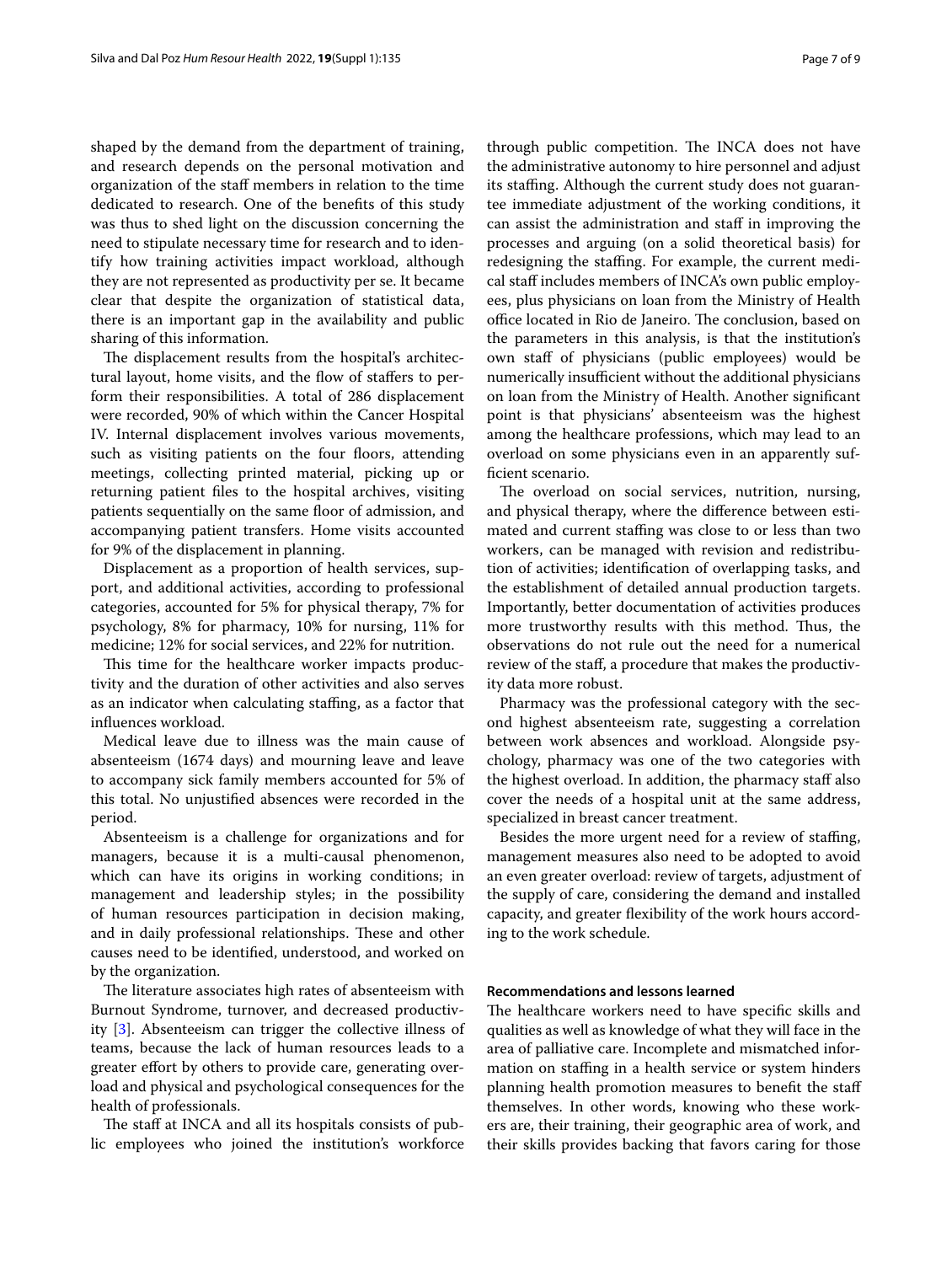shaped by the demand from the department of training, and research depends on the personal motivation and organization of the staff members in relation to the time dedicated to research. One of the benefits of this study was thus to shed light on the discussion concerning the need to stipulate necessary time for research and to identify how training activities impact workload, although they are not represented as productivity per se. It became clear that despite the organization of statistical data, there is an important gap in the availability and public sharing of this information.

The displacement results from the hospital's architectural layout, home visits, and the flow of staffers to perform their responsibilities. A total of 286 displacement were recorded, 90% of which within the Cancer Hospital IV. Internal displacement involves various movements, such as visiting patients on the four floors, attending meetings, collecting printed material, picking up or returning patient files to the hospital archives, visiting patients sequentially on the same floor of admission, and accompanying patient transfers. Home visits accounted for 9% of the displacement in planning.

Displacement as a proportion of health services, support, and additional activities, according to professional categories, accounted for 5% for physical therapy, 7% for psychology, 8% for pharmacy, 10% for nursing, 11% for medicine; 12% for social services, and 22% for nutrition.

This time for the healthcare worker impacts productivity and the duration of other activities and also serves as an indicator when calculating staffing, as a factor that influences workload.

Medical leave due to illness was the main cause of absenteeism (1674 days) and mourning leave and leave to accompany sick family members accounted for 5% of this total. No unjustified absences were recorded in the period.

Absenteeism is a challenge for organizations and for managers, because it is a multi-causal phenomenon, which can have its origins in working conditions; in management and leadership styles; in the possibility of human resources participation in decision making, and in daily professional relationships. These and other causes need to be identified, understood, and worked on by the organization.

The literature associates high rates of absenteeism with Burnout Syndrome, turnover, and decreased productivity [3]. Absenteeism can trigger the collective illness of teams, because the lack of human resources leads to a greater effort by others to provide care, generating overload and physical and psychological consequences for the health of professionals.

The staff at INCA and all its hospitals consists of public employees who joined the institution's workforce through public competition. The INCA does not have the administrative autonomy to hire personnel and adjust its staffing. Although the current study does not guarantee immediate adjustment of the working conditions, it can assist the administration and staff in improving the processes and arguing (on a solid theoretical basis) for redesigning the staffing. For example, the current medical staff includes members of INCA's own public employees, plus physicians on loan from the Ministry of Health office located in Rio de Janeiro. The conclusion, based on the parameters in this analysis, is that the institution's own staff of physicians (public employees) would be numerically insufficient without the additional physicians on loan from the Ministry of Health. Another significant point is that physicians' absenteeism was the highest among the healthcare professions, which may lead to an overload on some physicians even in an apparently sufficient scenario.

The overload on social services, nutrition, nursing, and physical therapy, where the difference between estimated and current staffing was close to or less than two workers, can be managed with revision and redistribution of activities; identification of overlapping tasks, and the establishment of detailed annual production targets. Importantly, better documentation of activities produces more trustworthy results with this method. Thus, the observations do not rule out the need for a numerical review of the staff, a procedure that makes the productivity data more robust.

Pharmacy was the professional category with the second highest absenteeism rate, suggesting a correlation between work absences and workload. Alongside psychology, pharmacy was one of the two categories with the highest overload. In addition, the pharmacy staff also cover the needs of a hospital unit at the same address, specialized in breast cancer treatment.

Besides the more urgent need for a review of staffing, management measures also need to be adopted to avoid an even greater overload: review of targets, adjustment of the supply of care, considering the demand and installed capacity, and greater flexibility of the work hours according to the work schedule.

## Recommendations and lessons learned

The healthcare workers need to have specific skills and qualities as well as knowledge of what they will face in the area of palliative care. Incomplete and mismatched information on staffing in a health service or system hinders planning health promotion measures to benefit the staff themselves. In other words, knowing who these workers are, their training, their geographic area of work, and their skills provides backing that favors caring for those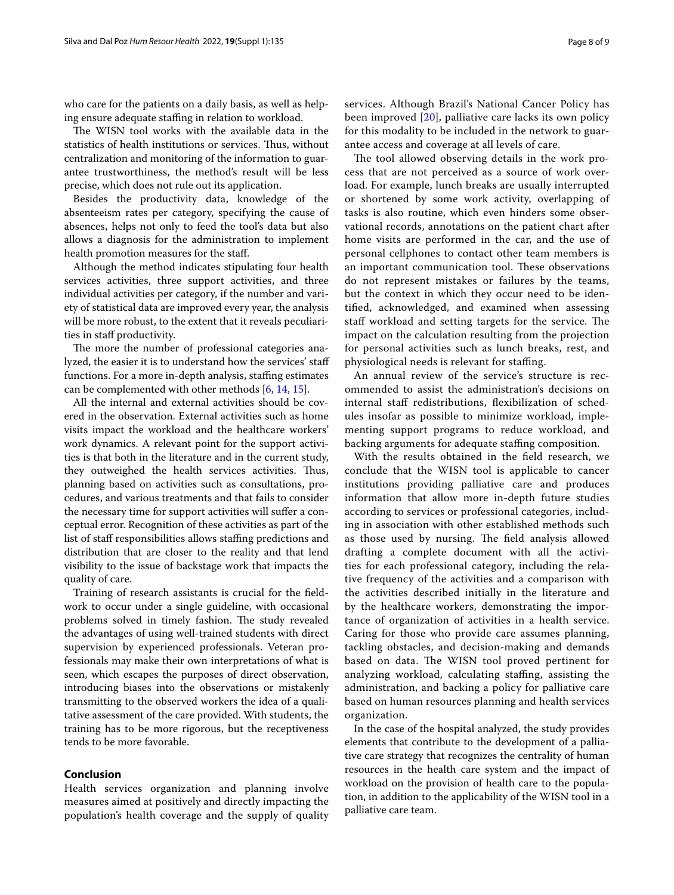who care for the patients on a daily basis, as well as helping ensure adequate staffing in relation to workload.

The WISN tool works with the available data in the statistics of health institutions or services. Thus, without centralization and monitoring of the information to guarantee trustworthiness, the method's result will be less precise, which does not rule out its application.

Besides the productivity data, knowledge of the absenteeism rates per category, specifying the cause of absences, helps not only to feed the tool's data but also allows a diagnosis for the administration to implement health promotion measures for the staff.

Although the method indicates stipulating four health services activities, three support activities, and three individual activities per category, if the number and variety of statistical data are improved every year, the analysis will be more robust, to the extent that it reveals peculiarities in staff productivity.

The more the number of professional categories analyzed, the easier it is to understand how the services' staff functions. For a more in-depth analysis, staffing estimates can be complemented with other methods [6, 14, 15].

All the internal and external activities should be covered in the observation. External activities such as home visits impact the workload and the healthcare workers' work dynamics. A relevant point for the support activities is that both in the literature and in the current study, they outweighed the health services activities. Thus, planning based on activities such as consultations, procedures, and various treatments and that fails to consider the necessary time for support activities will suffer a conceptual error. Recognition of these activities as part of the list of staff responsibilities allows staffing predictions and distribution that are closer to the reality and that lend visibility to the issue of backstage work that impacts the quality of care.

Training of research assistants is crucial for the fieldwork to occur under a single guideline, with occasional problems solved in timely fashion. The study revealed the advantages of using well-trained students with direct supervision by experienced professionals. Veteran professionals may make their own interpretations of what is seen, which escapes the purposes of direct observation, introducing biases into the observations or mistakenly transmitting to the observed workers the idea of a qualitative assessment of the care provided. With students, the training has to be more rigorous, but the receptiveness tends to be more favorable.

## Conclusion

Health services organization and planning involve measures aimed at positively and directly impacting the population's health coverage and the supply of quality services. Although Brazil's National Cancer Policy has been improved [20], palliative care lacks its own policy for this modality to be included in the network to guarantee access and coverage at all levels of care.

The tool allowed observing details in the work process that are not perceived as a source of work overload. For example, lunch breaks are usually interrupted or shortened by some work activity, overlapping of tasks is also routine, which even hinders some observational records, annotations on the patient chart after home visits are performed in the car, and the use of personal cellphones to contact other team members is an important communication tool. These observations do not represent mistakes or failures by the teams, but the context in which they occur need to be identified, acknowledged, and examined when assessing staff workload and setting targets for the service. The impact on the calculation resulting from the projection for personal activities such as lunch breaks, rest, and physiological needs is relevant for staffing.

An annual review of the service's structure is recommended to assist the administration's decisions on internal staff redistributions, flexibilization of schedules insofar as possible to minimize workload, implementing support programs to reduce workload, and backing arguments for adequate staffing composition.

With the results obtained in the field research, we conclude that the WISN tool is applicable to cancer institutions providing palliative care and produces information that allow more in-depth future studies according to services or professional categories, including in association with other established methods such as those used by nursing. The field analysis allowed drafting a complete document with all the activities for each professional category, including the relative frequency of the activities and a comparison with the activities described initially in the literature and by the healthcare workers, demonstrating the importance of organization of activities in a health service. Caring for those who provide care assumes planning, tackling obstacles, and decision-making and demands based on data. The WISN tool proved pertinent for analyzing workload, calculating staffing, assisting the administration, and backing a policy for palliative care based on human resources planning and health services organization.

In the case of the hospital analyzed, the study provides elements that contribute to the development of a palliative care strategy that recognizes the centrality of human resources in the health care system and the impact of workload on the provision of health care to the population, in addition to the applicability of the WISN tool in a palliative care team.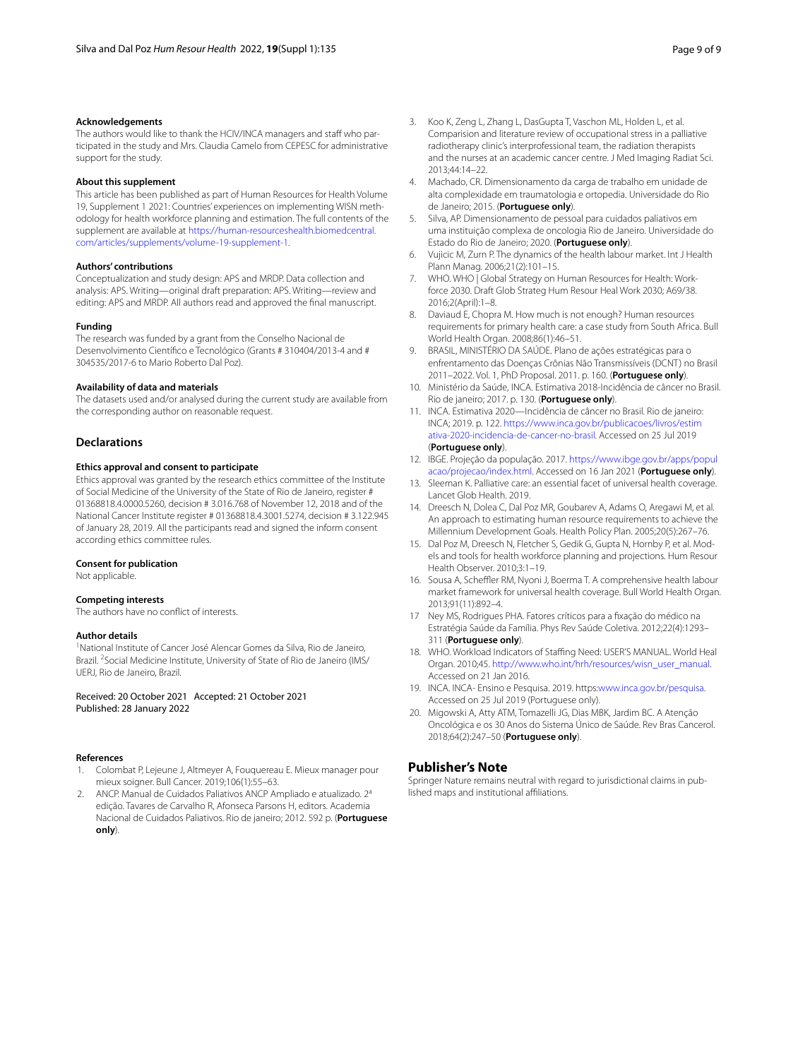#### Acknowledgements

The authors would like to thank the HCIV/INCA managers and staff who participated in the study and Mrs. Claudia Camelo from CEPESC for administrative support for the study.

#### About this supplement

This article has been published as part of Human Resources for Health Volume 19, Supplement 1 2021: Countries' experiences on implementing WISN methodology for health workforce planning and estimation. The full contents of the supplement are available at https://human-resourceshealth.biomedcentral.com/articles/supplements/volume-19-supplement-1.

#### Authors' contributions

Conceptualization and study design: APS and MRDP. Data collection and analysis: APS. Writing—original draft preparation: APS. Writing—review and editing: APS and MRDP. All authors read and approved the final manuscript.

#### Funding

The research was funded by a grant from the Conselho Nacional de Desenvolvimento Científico e Tecnológico (Grants # 310404/2013-4 and # 304535/2017-6 to Mario Roberto Dal Poz).

#### Availability of data and materials

The datasets used and/or analysed during the current study are available from the corresponding author on reasonable request.

## Declarations

#### Ethics approval and consent to participate

Ethics approval was granted by the research ethics committee of the Institute of Social Medicine of the University of the State of Rio de Janeiro, register # 01368818.4.0000.5260, decision # 3.016.768 of November 12, 2018 and of the National Cancer Institute register # 01368818.4.3001.5274, decision # 3.122.945 of January 28, 2019. All the participants read and signed the inform consent according ethics committee rules.

#### Consent for publication

Not applicable.

#### Competing interests

The authors have no conflict of interests.

#### Author details

[1]National Institute of Cancer José Alencar Gomes da Silva, Rio de Janeiro, Brazil. [2]Social Medicine Institute, University of State of Rio de Janeiro (IMS/UERJ, Rio de Janeiro, Brazil.

Received: 20 October 2021 Accepted: 21 October 2021
Published: 28 January 2022

#### References

1. Colombat P, Lejeune J, Altmeyer A, Fouquereau E. Mieux manager pour mieux soigner. Bull Cancer. 2019;106(1):55–63.
2. ANCP. Manual de Cuidados Paliativos ANCP Ampliado e atualizado. 2ª edição. Tavares de Carvalho R, Afonseca Parsons H, editors. Academia Nacional de Cuidados Paliativos. Rio de janeiro; 2012. 592 p. (**Portuguese only**).
3. Koo K, Zeng L, Zhang L, DasGupta T, Vaschon ML, Holden L, et al. Comparision and literature review of occupational stress in a palliative radiotherapy clinic's interprofessional team, the radiation therapists and the nurses at an academic cancer centre. J Med Imaging Radiat Sci. 2013;44:14–22.
4. Machado, CR. Dimensionamento da carga de trabalho em unidade de alta complexidade em traumatologia e ortopedia. Universidade do Rio de Janeiro; 2015. (**Portuguese only**).
5. Silva, AP. Dimensionamento de pessoal para cuidados paliativos em uma instituição complexa de oncologia Rio de Janeiro. Universidade do Estado do Rio de Janeiro; 2020. (**Portuguese only**).
6. Vujicic M, Zurn P. The dynamics of the health labour market. Int J Health Plann Manag. 2006;21(2):101–15.
7. WHO. WHO | Global Strategy on Human Resources for Health: Workforce 2030. Draft Glob Strateg Hum Resour Heal Work 2030; A69/38. 2016;2(April):1–8.
8. Daviaud E, Chopra M. How much is not enough? Human resources requirements for primary health care: a case study from South Africa. Bull World Health Organ. 2008;86(1):46–51.
9. BRASIL, MINISTÉRIO DA SAÚDE. Plano de ações estratégicas para o enfrentamento das Doenças Crônias Não Transmissíveis (DCNT) no Brasil 2011–2022. Vol. 1, PhD Proposal. 2011. p. 160. (**Portuguese only**).
10. Ministério da Saúde, INCA. Estimativa 2018-Incidência de câncer no Brasil. Rio de janeiro; 2017. p. 130. (**Portuguese only**).
11. INCA. Estimativa 2020—Incidência de câncer no Brasil. Rio de janeiro: INCA; 2019. p. 122. https://www.inca.gov.br/publicacoes/livros/estimativa-2020-incidencia-de-cancer-no-brasil. Accessed on 25 Jul 2019 (**Portuguese only**).
12. IBGE. Projeção da população. 2017. https://www.ibge.gov.br/apps/populacao/projecao/index.html. Accessed on 16 Jan 2021 (**Portuguese only**).
13. Sleeman K. Palliative care: an essential facet of universal health coverage. Lancet Glob Health. 2019.
14. Dreesch N, Dolea C, Dal Poz MR, Goubarev A, Adams O, Aregawi M, et al. An approach to estimating human resource requirements to achieve the Millennium Development Goals. Health Policy Plan. 2005;20(5):267–76.
15. Dal Poz M, Dreesch N, Fletcher S, Gedik G, Gupta N, Hornby P, et al. Models and tools for health workforce planning and projections. Hum Resour Health Observer. 2010;3:1–19.
16. Sousa A, Scheffler RM, Nyoni J, Boerma T. A comprehensive health labour market framework for universal health coverage. Bull World Health Organ. 2013;91(11):892–4.
17. Ney MS, Rodrigues PHA. Fatores críticos para a fixação do médico na Estratégia Saúde da Família. Phys Rev Saúde Coletiva. 2012;22(4):1293–311 (**Portuguese only**).
18. WHO. Workload Indicators of Staffing Need: USER'S MANUAL. World Heal Organ. 2010;45. http://www.who.int/hrh/resources/wisn_user_manual. Accessed on 21 Jan 2016.
19. INCA. INCA- Ensino e Pesquisa. 2019. https:www.inca.gov.br/pesquisa. Accessed on 25 Jul 2019 (Portuguese only).
20. Migowski A, Atty ATM, Tomazelli JG, Dias MBK, Jardim BC. A Atenção Oncológica e os 30 Anos do Sistema Único de Saúde. Rev Bras Cancerol. 2018;64(2):247–50 (**Portuguese only**).

## Publisher's Note

Springer Nature remains neutral with regard to jurisdictional claims in published maps and institutional affiliations.